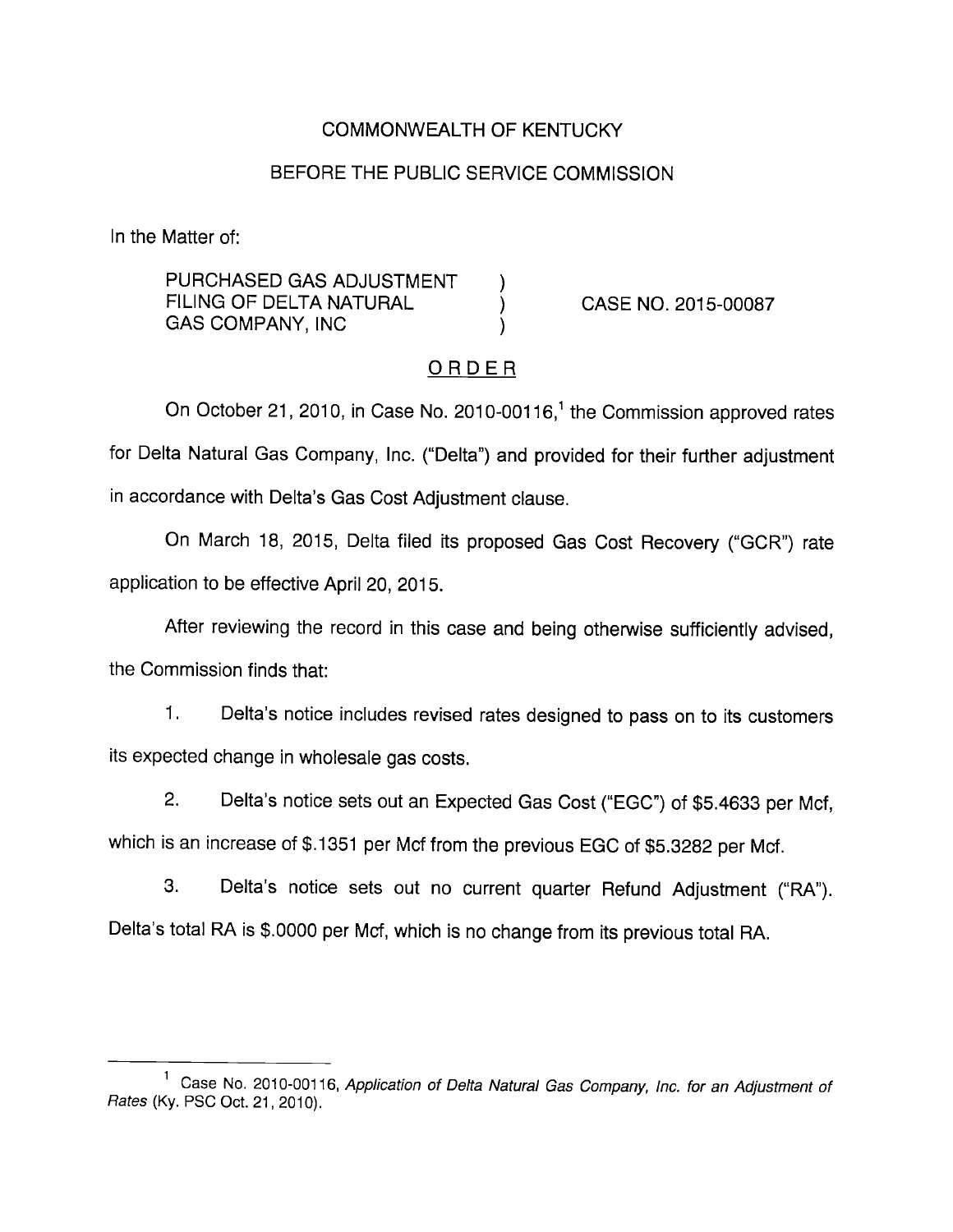COMMONWEALTH OF KENTUCKY

BEFORE THE PUBLIC SERVICE COMMISSION

In the Matter of:

PURCHASED GAS ADJUSTMENT FILING OF DELTA NATURAL GAS COMPANY, INC ) CASE NO. 2015-00087

## ORDER

On October 21, 2010, in Case No. 2010-00116,[1] the Commission approved rates for Delta Natural Gas Company, Inc. ("Delta") and provided for their further adjustment in accordance with Delta's Gas Cost Adjustment clause.

On March 18, 2015, Delta filed its proposed Gas Cost Recovery ("GCR") rate application to be effective April 20, 2015.

After reviewing the record in this case and being otherwise sufficiently advised, the Commission finds that:

1. Delta's notice includes revised rates designed to pass on to its customers its expected change in wholesale gas costs.

2. Delta's notice sets out an Expected Gas Cost ("EGC") of $5.4633 per Mcf, which is an increase of $.1351 per Mcf from the previous EGC of $5.3282 per Mcf.

3. Delta's notice sets out no current quarter Refund Adjustment ("RA"). Delta's total RA is $.0000 per Mcf, which is no change from its previous total RA.

---

[1] Case No. 2010-00116, *Application of Delta Natural Gas Company, Inc. for an Adjustment of Rates* (Ky. PSC Oct. 21, 2010).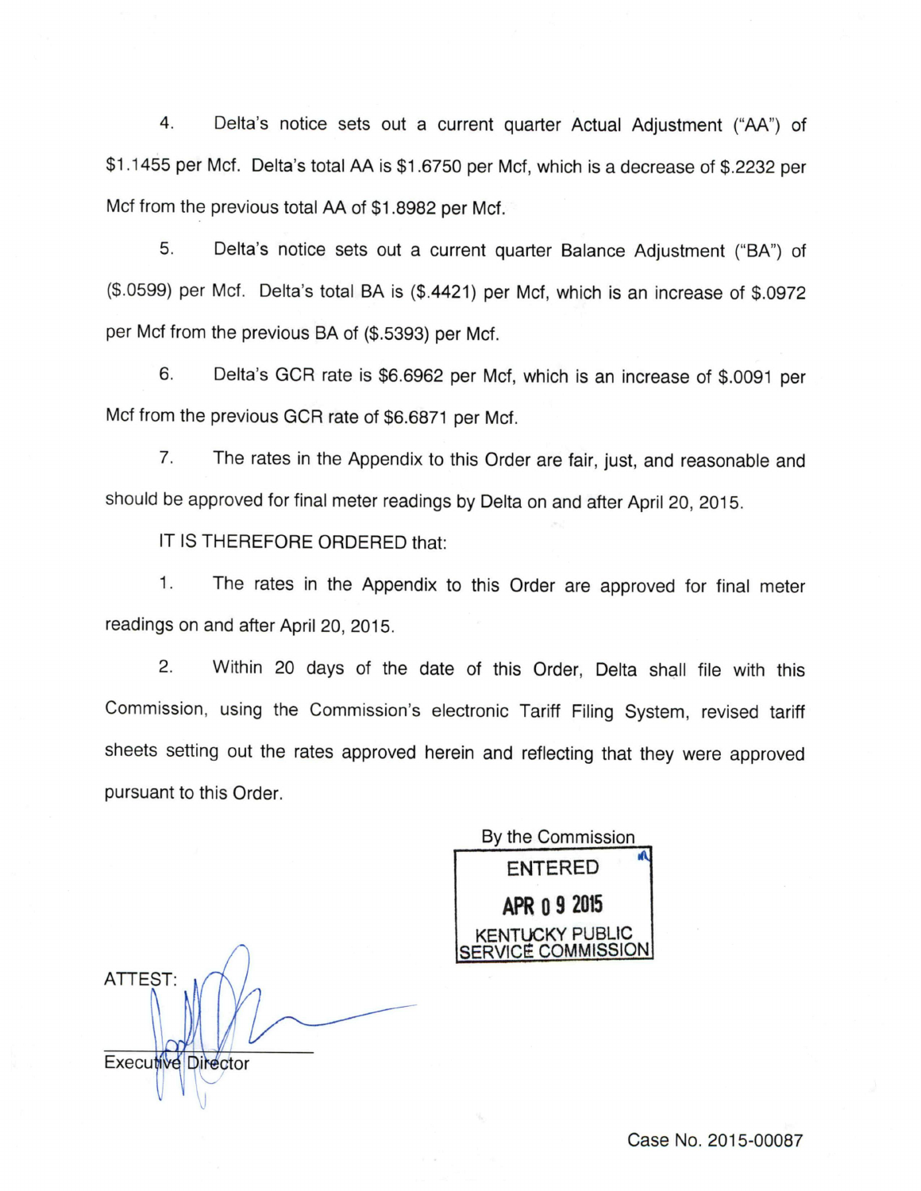4. Delta's notice sets out a current quarter Actual Adjustment ("AA") of $1.1455 per Mcf. Delta's total AA is $1.6750 per Mcf, which is a decrease of $.2232 per Mcf from the previous total AA of $1.8982 per Mcf.

5. Delta's notice sets out a current quarter Balance Adjustment ("BA") of ($.0599) per Mcf. Delta's total BA is ($.4421) per Mcf, which is an increase of $.0972 per Mcf from the previous BA of ($.5393) per Mcf.

6. Delta's GCR rate is $6.6962 per Mcf, which is an increase of $.0091 per Mcf from the previous GCR rate of $6.6871 per Mcf.

7. The rates in the Appendix to this Order are fair, just, and reasonable and should be approved for final meter readings by Delta on and after April 20, 2015.

IT IS THEREFORE ORDERED that:

1. The rates in the Appendix to this Order are approved for final meter readings on and after April 20, 2015.

2. Within 20 days of the date of this Order, Delta shall file with this Commission, using the Commission's electronic Tariff Filing System, revised tariff sheets setting out the rates approved herein and reflecting that they were approved pursuant to this Order.

By the Commission

ENTERED

APR 09 2015

KENTUCKY PUBLIC SERVICE COMMISSION

ATTEST:

Executive Director

Case No. 2015-00087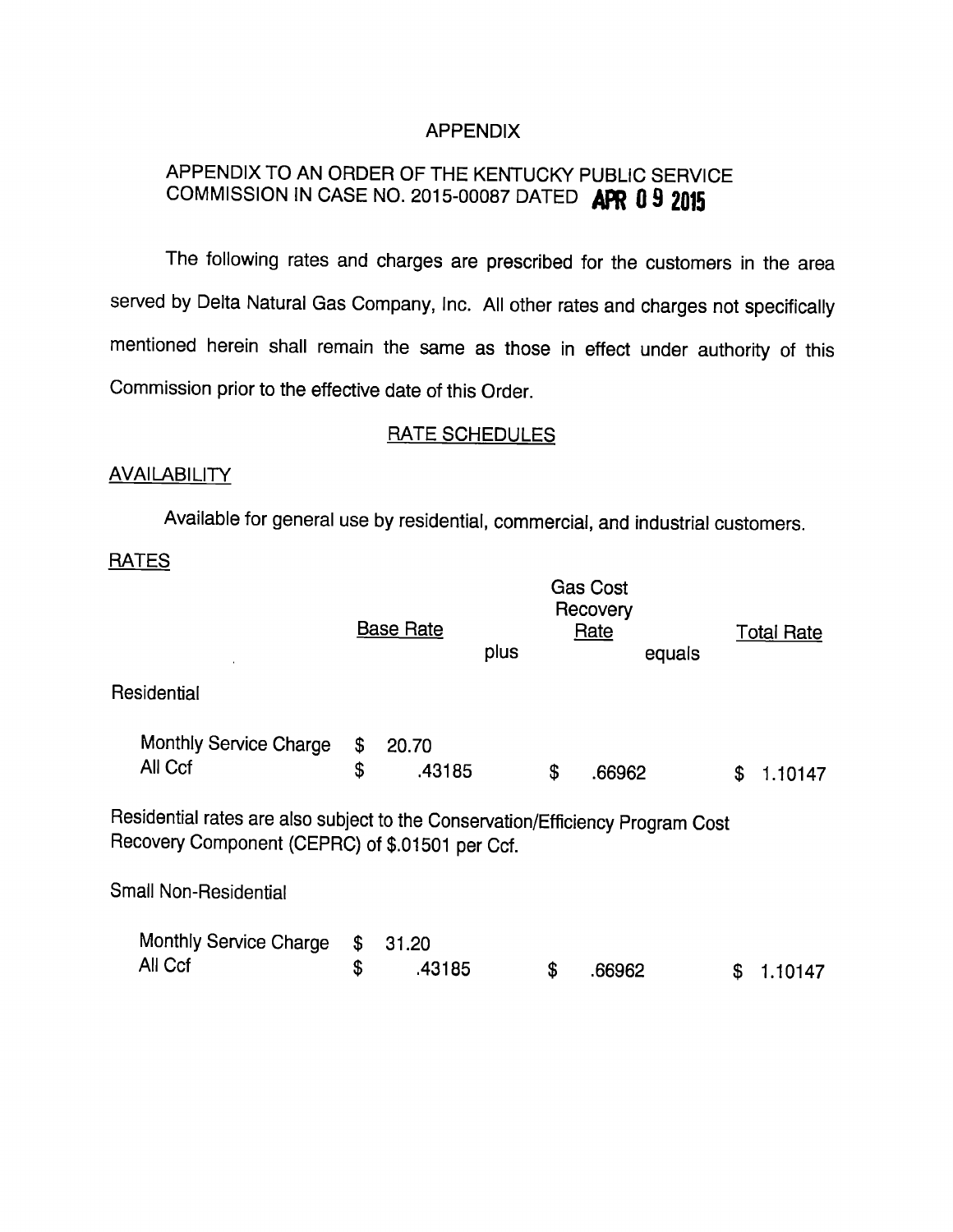# APPENDIX

## APPENDIX TO AN ORDER OF THE KENTUCKY PUBLIC SERVICE COMMISSION IN CASE NO. 2015-00087 DATED APR 0 9 2015

The following rates and charges are prescribed for the customers in the area served by Delta Natural Gas Company, Inc. All other rates and charges not specifically mentioned herein shall remain the same as those in effect under authority of this Commission prior to the effective date of this Order.

### RATE SCHEDULES

**AVAILABILITY**

Available for general use by residential, commercial, and industrial customers.

**RATES**

| | Base Rate | plus | Gas Cost Recovery Rate | equals | Total Rate |
|---|---|---|---|---|---|
| Residential | | | | | |
| Monthly Service Charge | $ 20.70 | | | | |
| All Ccf | $ .43185 | | $ .66962 | | $ 1.10147 |

Residential rates are also subject to the Conservation/Efficiency Program Cost Recovery Component (CEPRC) of $.01501 per Ccf.

| | Base Rate | plus | Gas Cost Recovery Rate | equals | Total Rate |
|---|---|---|---|---|---|
| Small Non-Residential | | | | | |
| Monthly Service Charge | $ 31.20 | | | | |
| All Ccf | $ .43185 | | $ .66962 | | $ 1.10147 |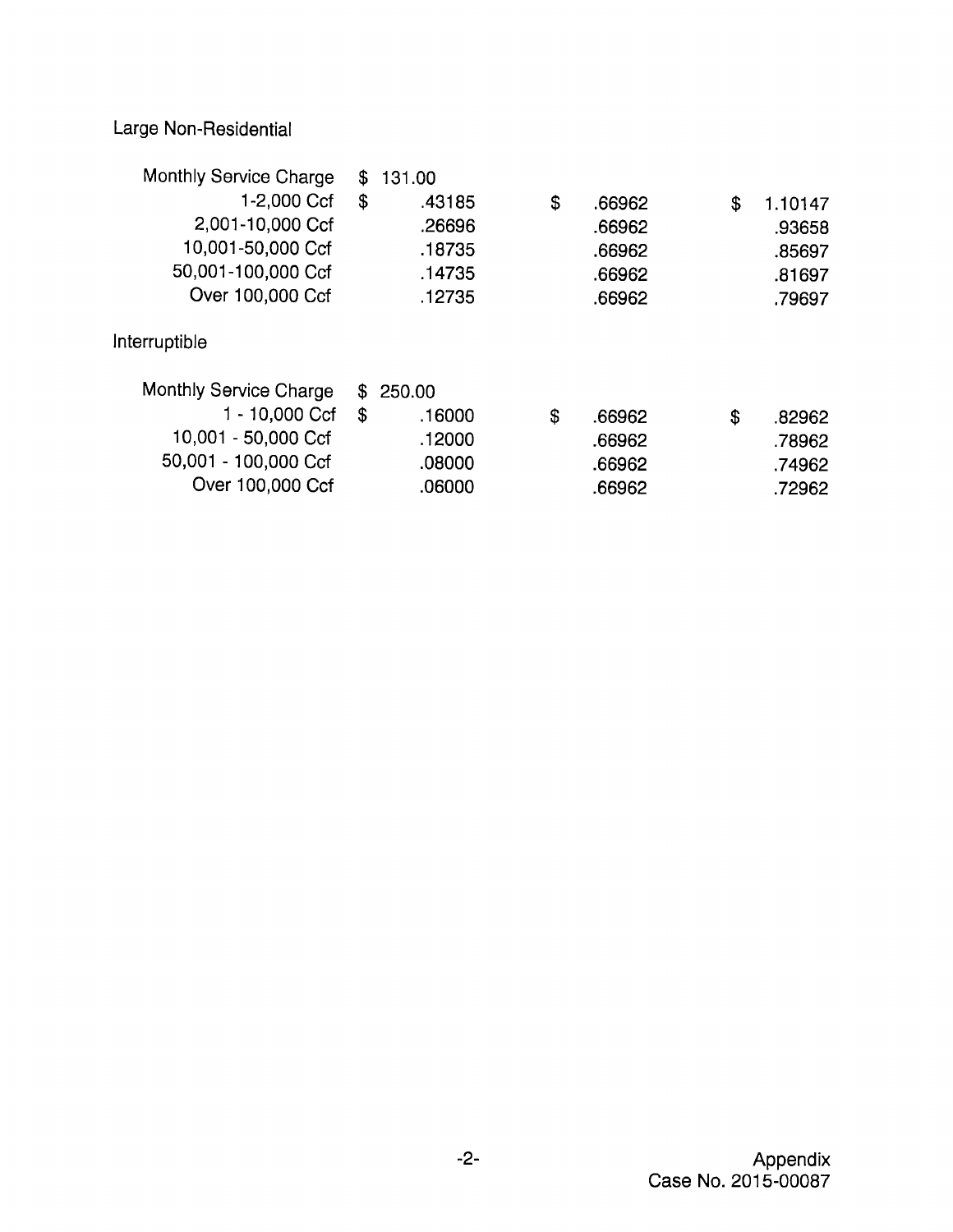Large Non-Residential

| | | | |
|---|---|---|---|
| Monthly Service Charge | $ 131.00 | | |
| 1-2,000 Ccf | $ .43185 | $ .66962 | $ 1.10147 |
| 2,001-10,000 Ccf | .26696 | .66962 | .93658 |
| 10,001-50,000 Ccf | .18735 | .66962 | .85697 |
| 50,001-100,000 Ccf | .14735 | .66962 | .81697 |
| Over 100,000 Ccf | .12735 | .66962 | .79697 |

Interruptible

| | | | |
|---|---|---|---|
| Monthly Service Charge | $ 250.00 | | |
| 1 - 10,000 Ccf | $ .16000 | $ .66962 | $ .82962 |
| 10,001 - 50,000 Ccf | .12000 | .66962 | .78962 |
| 50,001 - 100,000 Ccf | .08000 | .66962 | .74962 |
| Over 100,000 Ccf | .06000 | .66962 | .72962 |

Appendix
Case No. 2015-00087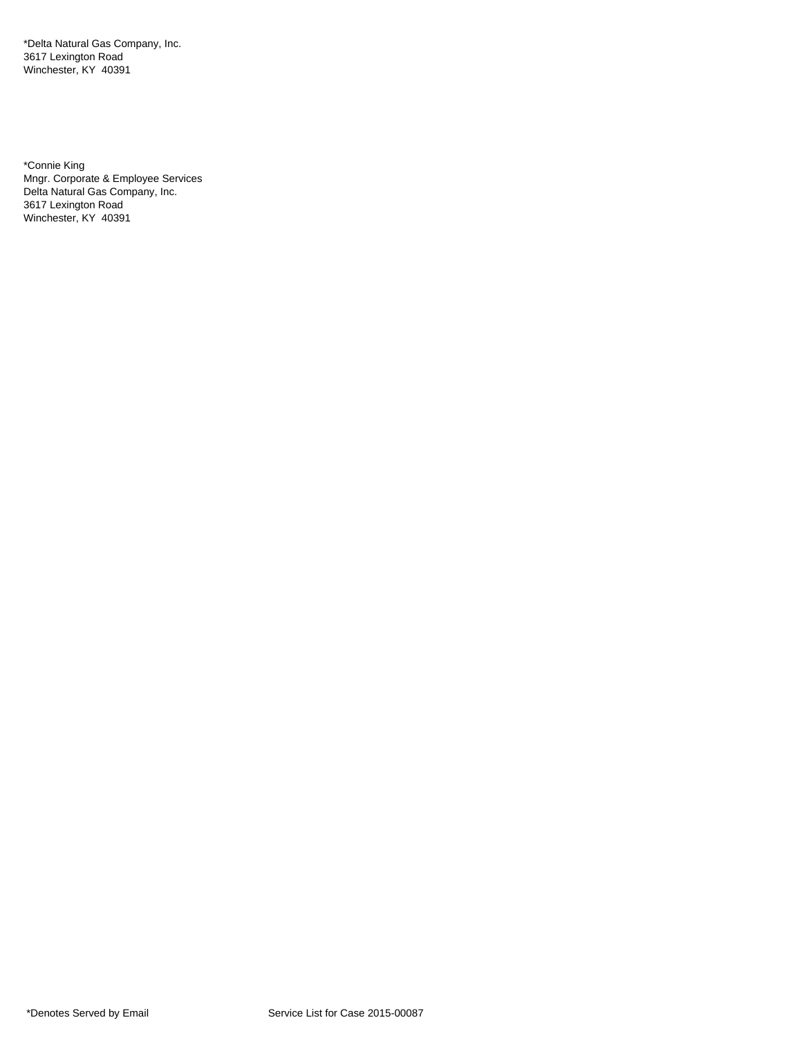*Delta Natural Gas Company, Inc.
3617 Lexington Road
Winchester, KY  40391

*Connie King
Mngr. Corporate & Employee Services
Delta Natural Gas Company, Inc.
3617 Lexington Road
Winchester, KY  40391

*Denotes Served by Email

Service List for Case 2015-00087